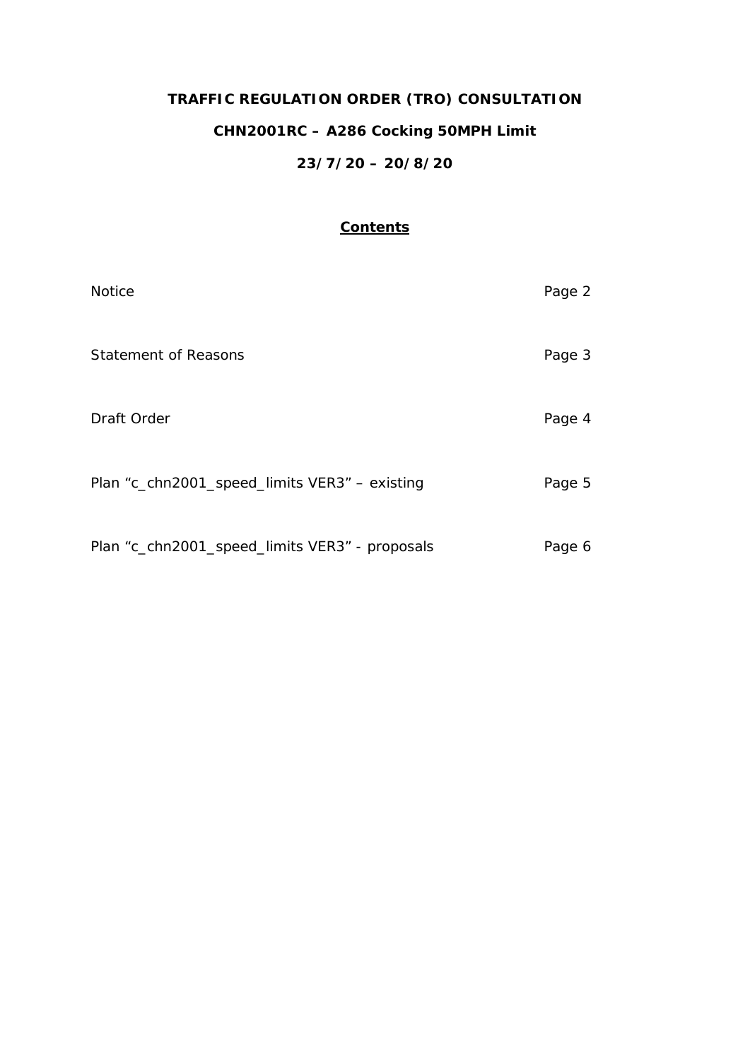# TRAFFIC REGULATION ORDER (TRO) CONSULTATION

## CHN2001RC – A286 Cocking 50MPH Limit

## 23/7/20 – 20/8/20

### Contents

| | |
|---|---|
| Notice | Page 2 |
| Statement of Reasons | Page 3 |
| Draft Order | Page 4 |
| Plan “c_chn2001_speed_limits VER3” – existing | Page 5 |
| Plan “c_chn2001_speed_limits VER3” - proposals | Page 6 |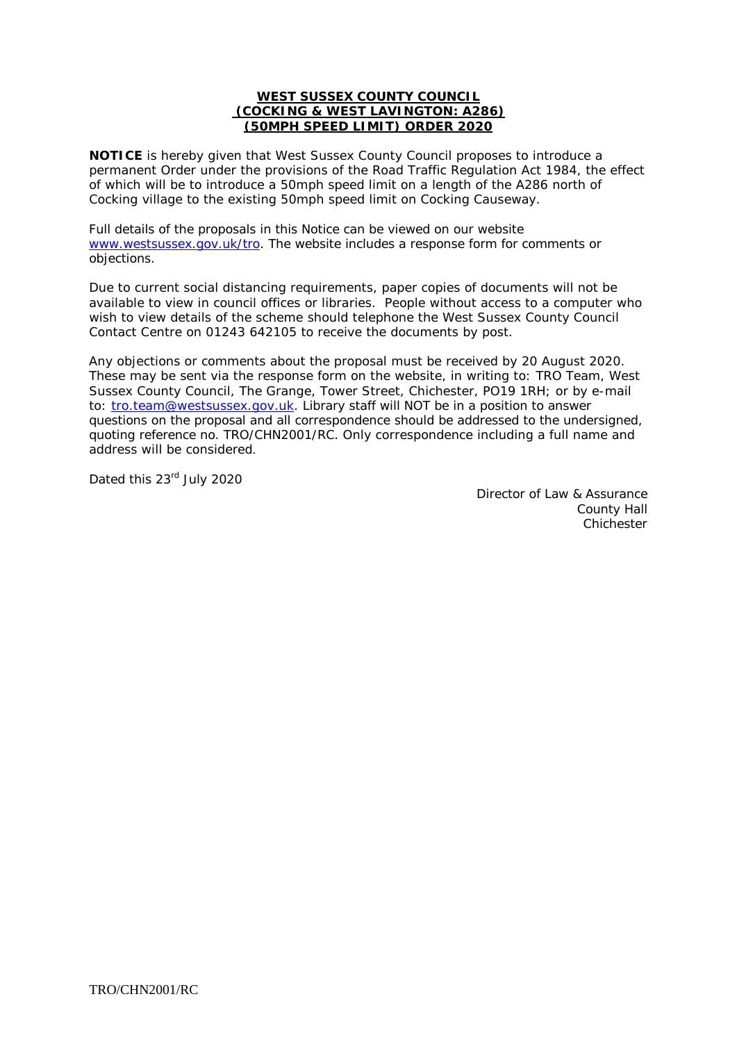**WEST SUSSEX COUNTY COUNCIL**
**(COCKING & WEST LAVINGTON: A286)**
**(50MPH SPEED LIMIT) ORDER 2020**

**NOTICE** is hereby given that West Sussex County Council proposes to introduce a permanent Order under the provisions of the Road Traffic Regulation Act 1984, the effect of which will be to introduce a 50mph speed limit on a length of the A286 north of Cocking village to the existing 50mph speed limit on Cocking Causeway.

Full details of the proposals in this Notice can be viewed on our website www.westsussex.gov.uk/tro. The website includes a response form for comments or objections.

Due to current social distancing requirements, paper copies of documents will not be available to view in council offices or libraries. People without access to a computer who wish to view details of the scheme should telephone the West Sussex County Council Contact Centre on 01243 642105 to receive the documents by post.

Any objections or comments about the proposal must be received by 20 August 2020. These may be sent via the response form on the website, in writing to: TRO Team, West Sussex County Council, The Grange, Tower Street, Chichester, PO19 1RH; or by e-mail to: tro.team@westsussex.gov.uk. Library staff will NOT be in a position to answer questions on the proposal and all correspondence should be addressed to the undersigned, quoting reference no. TRO/CHN2001/RC. Only correspondence including a full name and address will be considered.

Dated this 23rd July 2020

Director of Law & Assurance
County Hall
Chichester

TRO/CHN2001/RC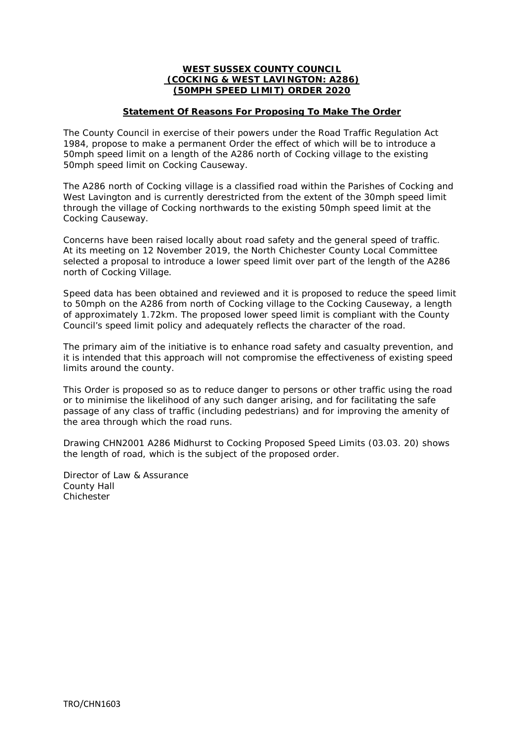**WEST SUSSEX COUNTY COUNCIL**
**(COCKING & WEST LAVINGTON: A286)**
**(50MPH SPEED LIMIT) ORDER 2020**

**Statement Of Reasons For Proposing To Make The Order**

The County Council in exercise of their powers under the Road Traffic Regulation Act 1984, propose to make a permanent Order the effect of which will be to introduce a 50mph speed limit on a length of the A286 north of Cocking village to the existing 50mph speed limit on Cocking Causeway.

The A286 north of Cocking village is a classified road within the Parishes of Cocking and West Lavington and is currently derestricted from the extent of the 30mph speed limit through the village of Cocking northwards to the existing 50mph speed limit at the Cocking Causeway.

Concerns have been raised locally about road safety and the general speed of traffic. At its meeting on 12 November 2019, the North Chichester County Local Committee selected a proposal to introduce a lower speed limit over part of the length of the A286 north of Cocking Village.

Speed data has been obtained and reviewed and it is proposed to reduce the speed limit to 50mph on the A286 from north of Cocking village to the Cocking Causeway, a length of approximately 1.72km. The proposed lower speed limit is compliant with the County Council's speed limit policy and adequately reflects the character of the road.

The primary aim of the initiative is to enhance road safety and casualty prevention, and it is intended that this approach will not compromise the effectiveness of existing speed limits around the county.

This Order is proposed so as to reduce danger to persons or other traffic using the road or to minimise the likelihood of any such danger arising, and for facilitating the safe passage of any class of traffic (including pedestrians) and for improving the amenity of the area through which the road runs.

Drawing CHN2001 A286 Midhurst to Cocking Proposed Speed Limits (03.03. 20) shows the length of road, which is the subject of the proposed order.

Director of Law & Assurance
County Hall
Chichester

TRO/CHN1603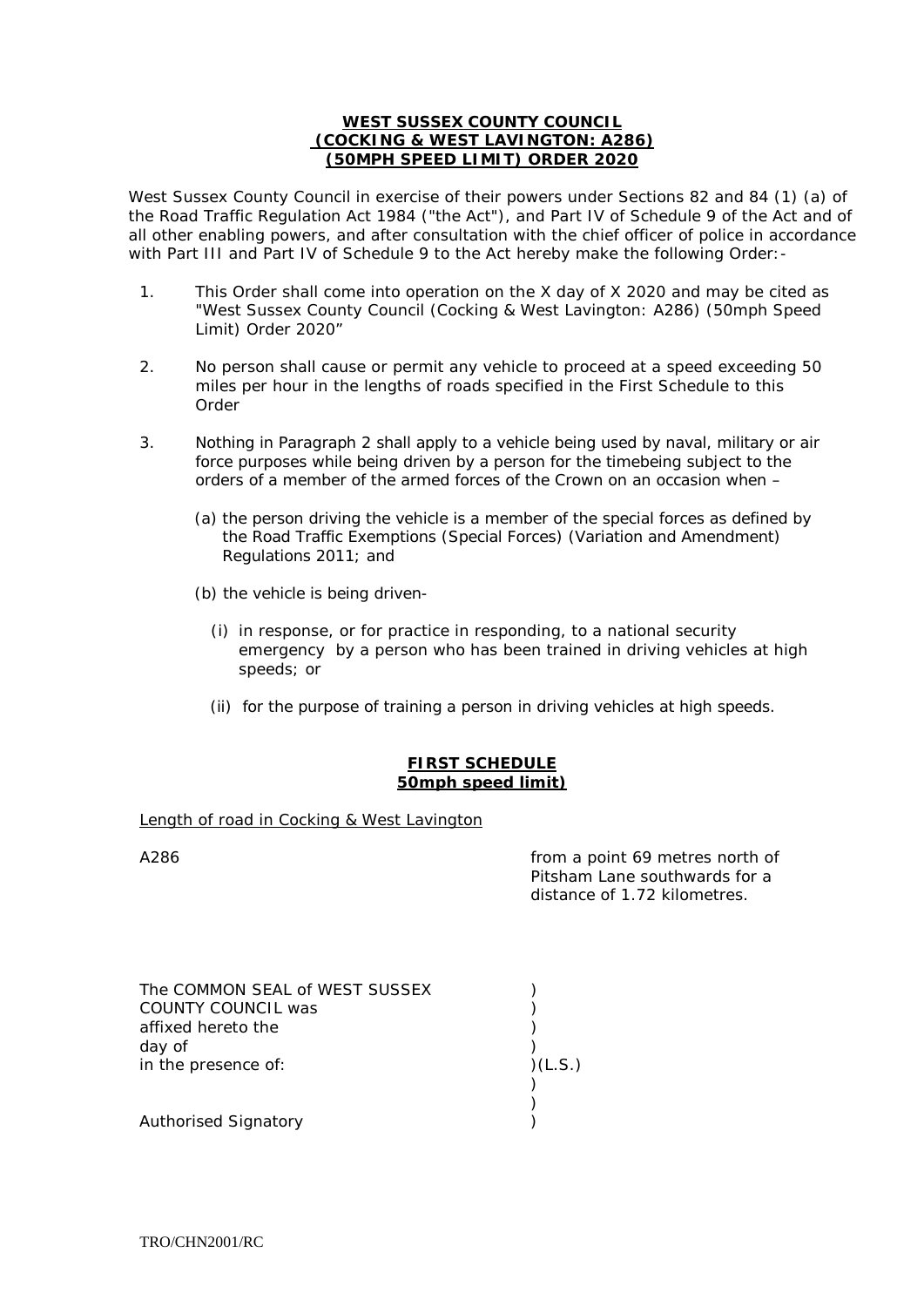**WEST SUSSEX COUNTY COUNCIL**
**(COCKING & WEST LAVINGTON: A286)**
**(50MPH SPEED LIMIT) ORDER 2020**

West Sussex County Council in exercise of their powers under Sections 82 and 84 (1) (a) of the Road Traffic Regulation Act 1984 ("the Act"), and Part IV of Schedule 9 of the Act and of all other enabling powers, and after consultation with the chief officer of police in accordance with Part III and Part IV of Schedule 9 to the Act hereby make the following Order:-

1. This Order shall come into operation on the X day of X 2020 and may be cited as "West Sussex County Council (Cocking & West Lavington: A286) (50mph Speed Limit) Order 2020"

2. No person shall cause or permit any vehicle to proceed at a speed exceeding 50 miles per hour in the lengths of roads specified in the First Schedule to this Order

3. Nothing in Paragraph 2 shall apply to a vehicle being used by naval, military or air force purposes while being driven by a person for the timebeing subject to the orders of a member of the armed forces of the Crown on an occasion when –

   (a) the person driving the vehicle is a member of the special forces as defined by the Road Traffic Exemptions (Special Forces) (Variation and Amendment) Regulations 2011; and

   (b) the vehicle is being driven-

      (i) in response, or for practice in responding, to a national security emergency by a person who has been trained in driving vehicles at high speeds; or

      (ii) for the purpose of training a person in driving vehicles at high speeds.

**FIRST SCHEDULE**
**50mph speed limit)**

Length of road in Cocking & West Lavington

| | |
|---|---|
| A286 | from a point 69 metres north of Pitsham Lane southwards for a distance of 1.72 kilometres. |

The COMMON SEAL of WEST SUSSEX )
COUNTY COUNCIL was )
affixed hereto the )
day of )
in the presence of: )(L.S.)
)
)
Authorised Signatory )

TRO/CHN2001/RC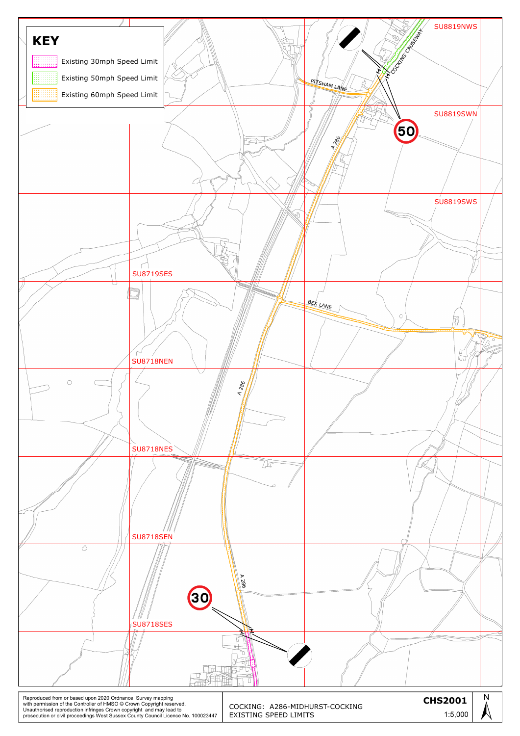**KEY**

- Existing 30mph Speed Limit
- Existing 50mph Speed Limit
- Existing 60mph Speed Limit

SU8819NWS

SU8819SWN

SU8819SWS

SU8719SES

SU8718NEN

SU8718NES

SU8718SEN

SU8718SES

PITSHAM LANE

COCKING CAUSEWAY

A 286

BEX LANE

50

30

Reproduced from or based upon 2020 Ordnance Survey mapping with permission of the Controller of HMSO © Crown Copyright reserved. Unauthorised reproduction infringes Crown copyright and may lead to prosecution or civil proceedings West Sussex County Council Licence No. 100023447

COCKING: A286-MIDHURST-COCKING
EXISTING SPEED LIMITS

**CHS2001**

1:5,000

N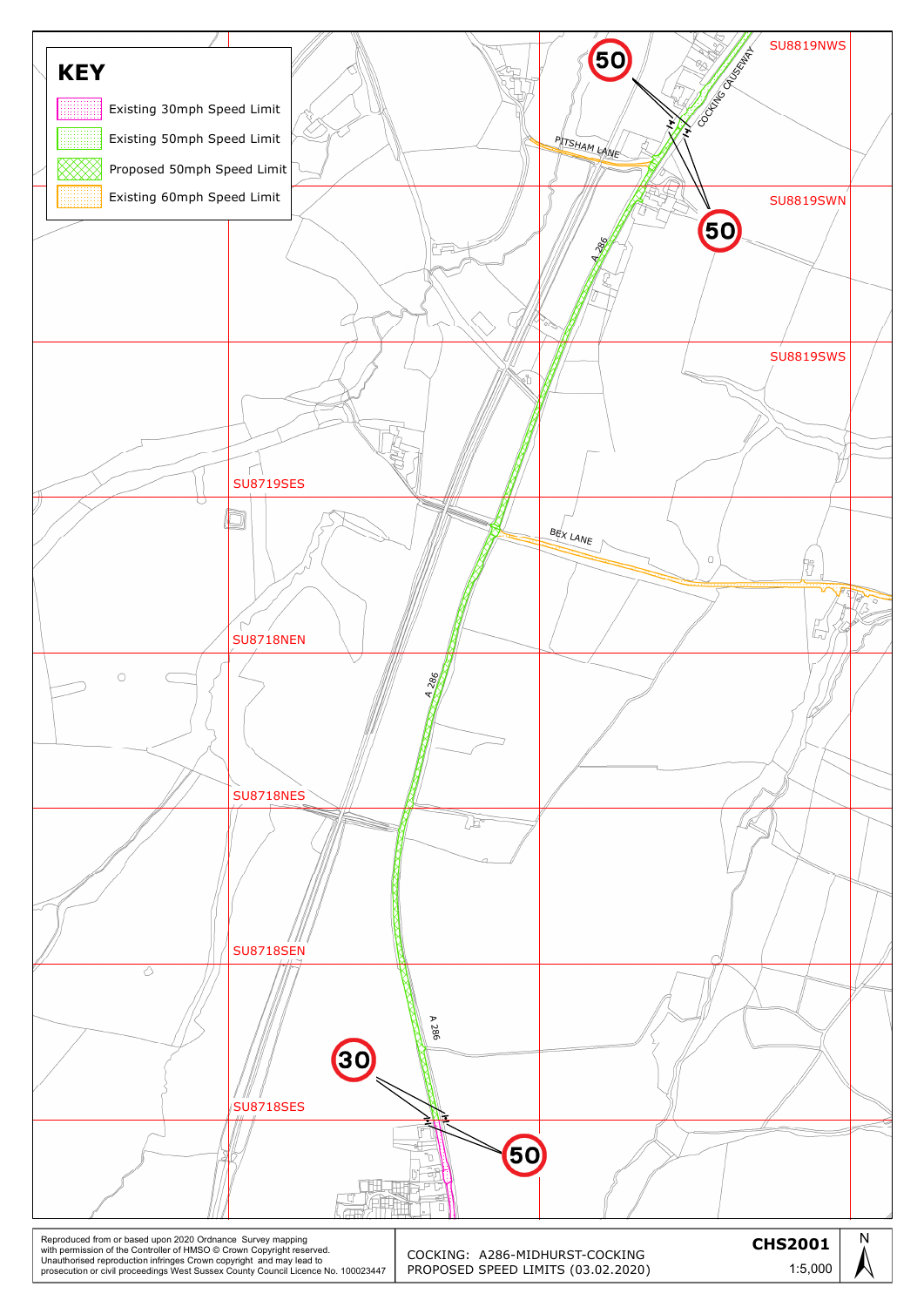# KEY

- Existing 30mph Speed Limit
- Existing 50mph Speed Limit
- Proposed 50mph Speed Limit
- Existing 60mph Speed Limit

50

50

30

50

SU8819NWS

SU8819SWN

SU8819SWS

SU8719SES

SU8718NEN

SU8718NES

SU8718SEN

SU8718SES

COCKING CAUSEWAY

PITSHAM LANE

A 286

BEX LANE

A 286

A 286

Reproduced from or based upon 2020 Ordnance Survey mapping with permission of the Controller of HMSO © Crown Copyright reserved. Unauthorised reproduction infringes Crown copyright and may lead to prosecution or civil proceedings West Sussex County Council Licence No. 100023447

COCKING: A286-MIDHURST-COCKING
PROPOSED SPEED LIMITS (03.02.2020)

**CHS2001**

1:5,000

N